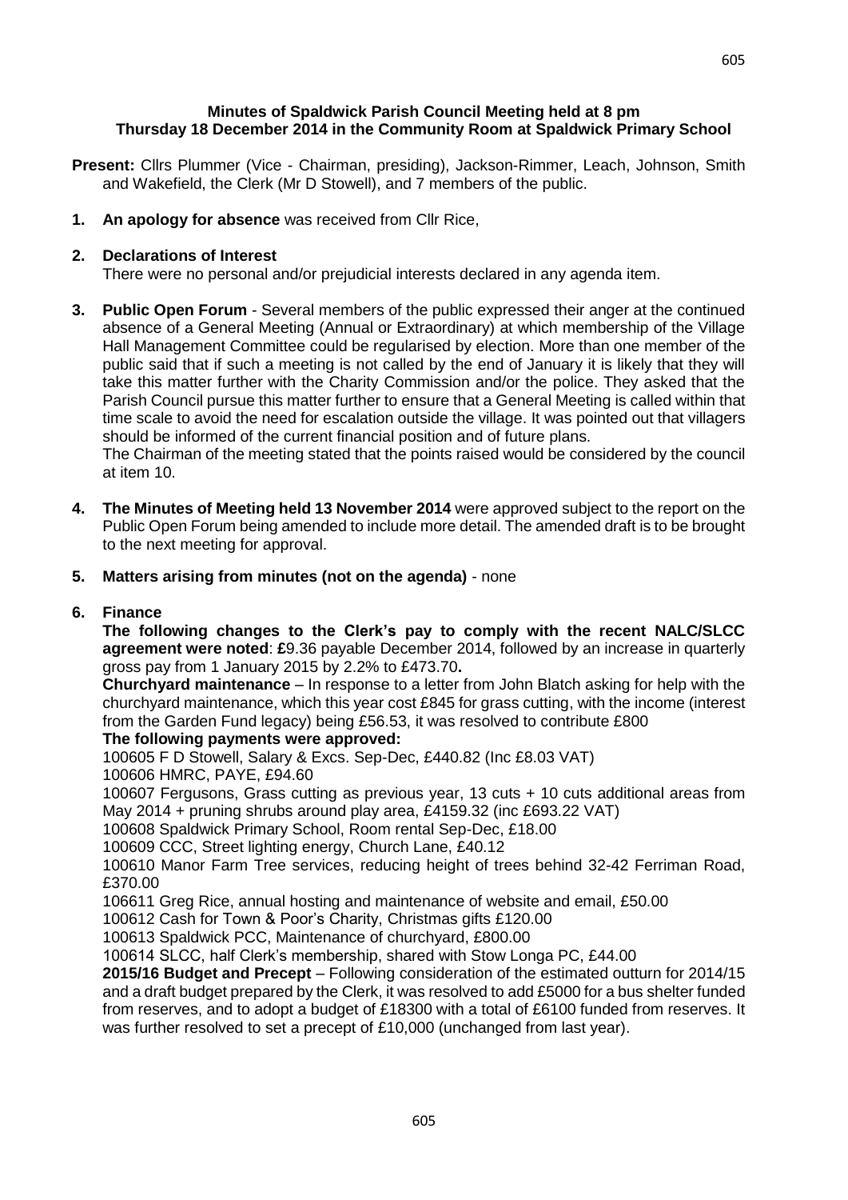**Minutes of Spaldwick Parish Council Meeting held at 8 pm**
**Thursday 18 December 2014 in the Community Room at Spaldwick Primary School**

**Present:** Cllrs Plummer (Vice - Chairman, presiding), Jackson-Rimmer, Leach, Johnson, Smith and Wakefield, the Clerk (Mr D Stowell), and 7 members of the public.

1. **An apology for absence** was received from Cllr Rice,

2. **Declarations of Interest**
   There were no personal and/or prejudicial interests declared in any agenda item.

3. **Public Open Forum** - Several members of the public expressed their anger at the continued absence of a General Meeting (Annual or Extraordinary) at which membership of the Village Hall Management Committee could be regularised by election. More than one member of the public said that if such a meeting is not called by the end of January it is likely that they will take this matter further with the Charity Commission and/or the police. They asked that the Parish Council pursue this matter further to ensure that a General Meeting is called within that time scale to avoid the need for escalation outside the village. It was pointed out that villagers should be informed of the current financial position and of future plans.
   The Chairman of the meeting stated that the points raised would be considered by the council at item 10.

4. **The Minutes of Meeting held 13 November 2014** were approved subject to the report on the Public Open Forum being amended to include more detail. The amended draft is to be brought to the next meeting for approval.

5. **Matters arising from minutes (not on the agenda)** - none

6. **Finance**
   **The following changes to the Clerk's pay to comply with the recent NALC/SLCC agreement were noted**: **£**9.36 payable December 2014, followed by an increase in quarterly gross pay from 1 January 2015 by 2.2% to £473.70**.**
   **Churchyard maintenance** – In response to a letter from John Blatch asking for help with the churchyard maintenance, which this year cost £845 for grass cutting, with the income (interest from the Garden Fund legacy) being £56.53, it was resolved to contribute £800
   **The following payments were approved:**
   100605 F D Stowell, Salary & Excs. Sep-Dec, £440.82 (Inc £8.03 VAT)
   100606 HMRC, PAYE, £94.60
   100607 Fergusons, Grass cutting as previous year, 13 cuts + 10 cuts additional areas from May 2014 + pruning shrubs around play area, £4159.32 (inc £693.22 VAT)
   100608 Spaldwick Primary School, Room rental Sep-Dec, £18.00
   100609 CCC, Street lighting energy, Church Lane, £40.12
   100610 Manor Farm Tree services, reducing height of trees behind 32-42 Ferriman Road, £370.00
   106611 Greg Rice, annual hosting and maintenance of website and email, £50.00
   100612 Cash for Town & Poor's Charity, Christmas gifts £120.00
   100613 Spaldwick PCC, Maintenance of churchyard, £800.00
   100614 SLCC, half Clerk's membership, shared with Stow Longa PC, £44.00
   **2015/16 Budget and Precept** – Following consideration of the estimated outturn for 2014/15 and a draft budget prepared by the Clerk, it was resolved to add £5000 for a bus shelter funded from reserves, and to adopt a budget of £18300 with a total of £6100 funded from reserves. It was further resolved to set a precept of £10,000 (unchanged from last year).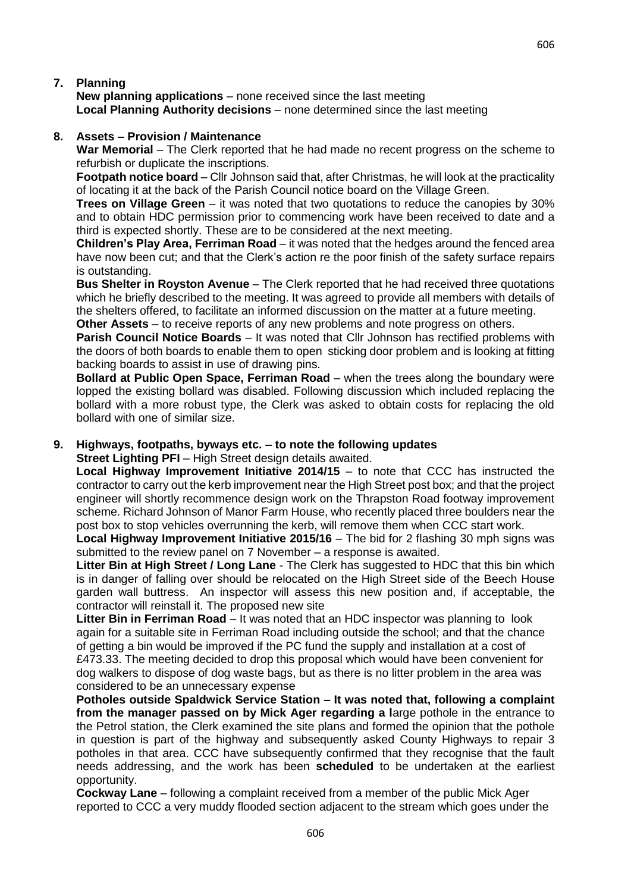**7. Planning**

**New planning applications** – none received since the last meeting
**Local Planning Authority decisions** – none determined since the last meeting

**8. Assets – Provision / Maintenance**

**War Memorial** – The Clerk reported that he had made no recent progress on the scheme to refurbish or duplicate the inscriptions.

**Footpath notice board** – Cllr Johnson said that, after Christmas, he will look at the practicality of locating it at the back of the Parish Council notice board on the Village Green.

**Trees on Village Green** – it was noted that two quotations to reduce the canopies by 30% and to obtain HDC permission prior to commencing work have been received to date and a third is expected shortly. These are to be considered at the next meeting.

**Children's Play Area, Ferriman Road** – it was noted that the hedges around the fenced area have now been cut; and that the Clerk's action re the poor finish of the safety surface repairs is outstanding.

**Bus Shelter in Royston Avenue** – The Clerk reported that he had received three quotations which he briefly described to the meeting. It was agreed to provide all members with details of the shelters offered, to facilitate an informed discussion on the matter at a future meeting.

**Other Assets** – to receive reports of any new problems and note progress on others.

**Parish Council Notice Boards** – It was noted that Cllr Johnson has rectified problems with the doors of both boards to enable them to open sticking door problem and is looking at fitting backing boards to assist in use of drawing pins.

**Bollard at Public Open Space, Ferriman Road** – when the trees along the boundary were lopped the existing bollard was disabled. Following discussion which included replacing the bollard with a more robust type, the Clerk was asked to obtain costs for replacing the old bollard with one of similar size.

**9. Highways, footpaths, byways etc. – to note the following updates**

**Street Lighting PFI** – High Street design details awaited.

**Local Highway Improvement Initiative 2014/15** – to note that CCC has instructed the contractor to carry out the kerb improvement near the High Street post box; and that the project engineer will shortly recommence design work on the Thrapston Road footway improvement scheme. Richard Johnson of Manor Farm House, who recently placed three boulders near the post box to stop vehicles overrunning the kerb, will remove them when CCC start work.

**Local Highway Improvement Initiative 2015/16** – The bid for 2 flashing 30 mph signs was submitted to the review panel on 7 November – a response is awaited.

**Litter Bin at High Street / Long Lane** - The Clerk has suggested to HDC that this bin which is in danger of falling over should be relocated on the High Street side of the Beech House garden wall buttress. An inspector will assess this new position and, if acceptable, the contractor will reinstall it. The proposed new site

**Litter Bin in Ferriman Road** – It was noted that an HDC inspector was planning to look again for a suitable site in Ferriman Road including outside the school; and that the chance of getting a bin would be improved if the PC fund the supply and installation at a cost of £473.33. The meeting decided to drop this proposal which would have been convenient for dog walkers to dispose of dog waste bags, but as there is no litter problem in the area was considered to be an unnecessary expense

**Potholes outside Spaldwick Service Station – It was noted that, following a complaint from the manager passed on by Mick Ager regarding a l**arge pothole in the entrance to the Petrol station, the Clerk examined the site plans and formed the opinion that the pothole in question is part of the highway and subsequently asked County Highways to repair 3 potholes in that area. CCC have subsequently confirmed that they recognise that the fault needs addressing, and the work has been **scheduled** to be undertaken at the earliest opportunity.

**Cockway Lane** – following a complaint received from a member of the public Mick Ager reported to CCC a very muddy flooded section adjacent to the stream which goes under the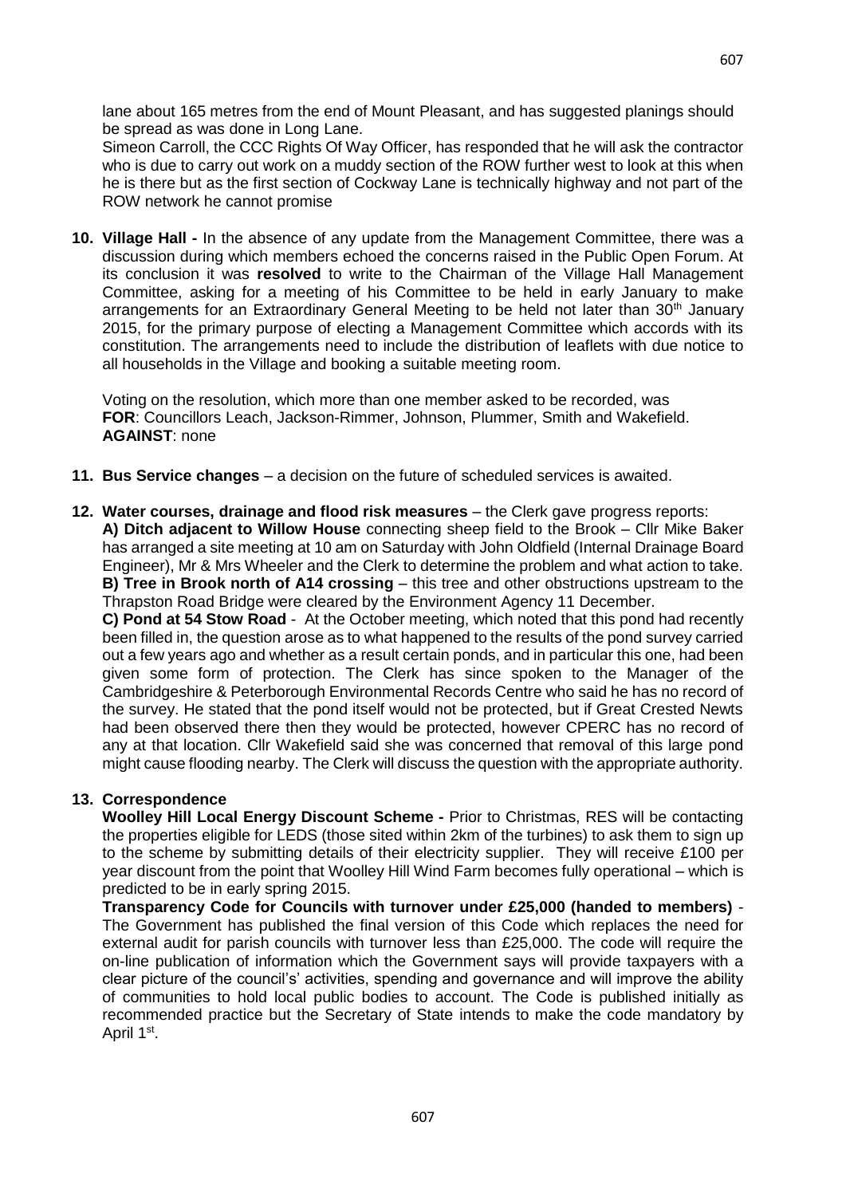lane about 165 metres from the end of Mount Pleasant, and has suggested planings should be spread as was done in Long Lane.

Simeon Carroll, the CCC Rights Of Way Officer, has responded that he will ask the contractor who is due to carry out work on a muddy section of the ROW further west to look at this when he is there but as the first section of Cockway Lane is technically highway and not part of the ROW network he cannot promise

**10. Village Hall -** In the absence of any update from the Management Committee, there was a discussion during which members echoed the concerns raised in the Public Open Forum. At its conclusion it was **resolved** to write to the Chairman of the Village Hall Management Committee, asking for a meeting of his Committee to be held in early January to make arrangements for an Extraordinary General Meeting to be held not later than 30th January 2015, for the primary purpose of electing a Management Committee which accords with its constitution. The arrangements need to include the distribution of leaflets with due notice to all households in the Village and booking a suitable meeting room.

Voting on the resolution, which more than one member asked to be recorded, was **FOR**: Councillors Leach, Jackson-Rimmer, Johnson, Plummer, Smith and Wakefield. **AGAINST**: none

**11. Bus Service changes** – a decision on the future of scheduled services is awaited.

**12. Water courses, drainage and flood risk measures** – the Clerk gave progress reports:

**A) Ditch adjacent to Willow House** connecting sheep field to the Brook – Cllr Mike Baker has arranged a site meeting at 10 am on Saturday with John Oldfield (Internal Drainage Board Engineer), Mr & Mrs Wheeler and the Clerk to determine the problem and what action to take.

**B) Tree in Brook north of A14 crossing** – this tree and other obstructions upstream to the Thrapston Road Bridge were cleared by the Environment Agency 11 December.

**C) Pond at 54 Stow Road** - At the October meeting, which noted that this pond had recently been filled in, the question arose as to what happened to the results of the pond survey carried out a few years ago and whether as a result certain ponds, and in particular this one, had been given some form of protection. The Clerk has since spoken to the Manager of the Cambridgeshire & Peterborough Environmental Records Centre who said he has no record of the survey. He stated that the pond itself would not be protected, but if Great Crested Newts had been observed there then they would be protected, however CPERC has no record of any at that location. Cllr Wakefield said she was concerned that removal of this large pond might cause flooding nearby. The Clerk will discuss the question with the appropriate authority.

**13. Correspondence**

**Woolley Hill Local Energy Discount Scheme -** Prior to Christmas, RES will be contacting the properties eligible for LEDS (those sited within 2km of the turbines) to ask them to sign up to the scheme by submitting details of their electricity supplier. They will receive £100 per year discount from the point that Woolley Hill Wind Farm becomes fully operational – which is predicted to be in early spring 2015.

**Transparency Code for Councils with turnover under £25,000 (handed to members)** - The Government has published the final version of this Code which replaces the need for external audit for parish councils with turnover less than £25,000. The code will require the on-line publication of information which the Government says will provide taxpayers with a clear picture of the council's' activities, spending and governance and will improve the ability of communities to hold local public bodies to account. The Code is published initially as recommended practice but the Secretary of State intends to make the code mandatory by April 1st.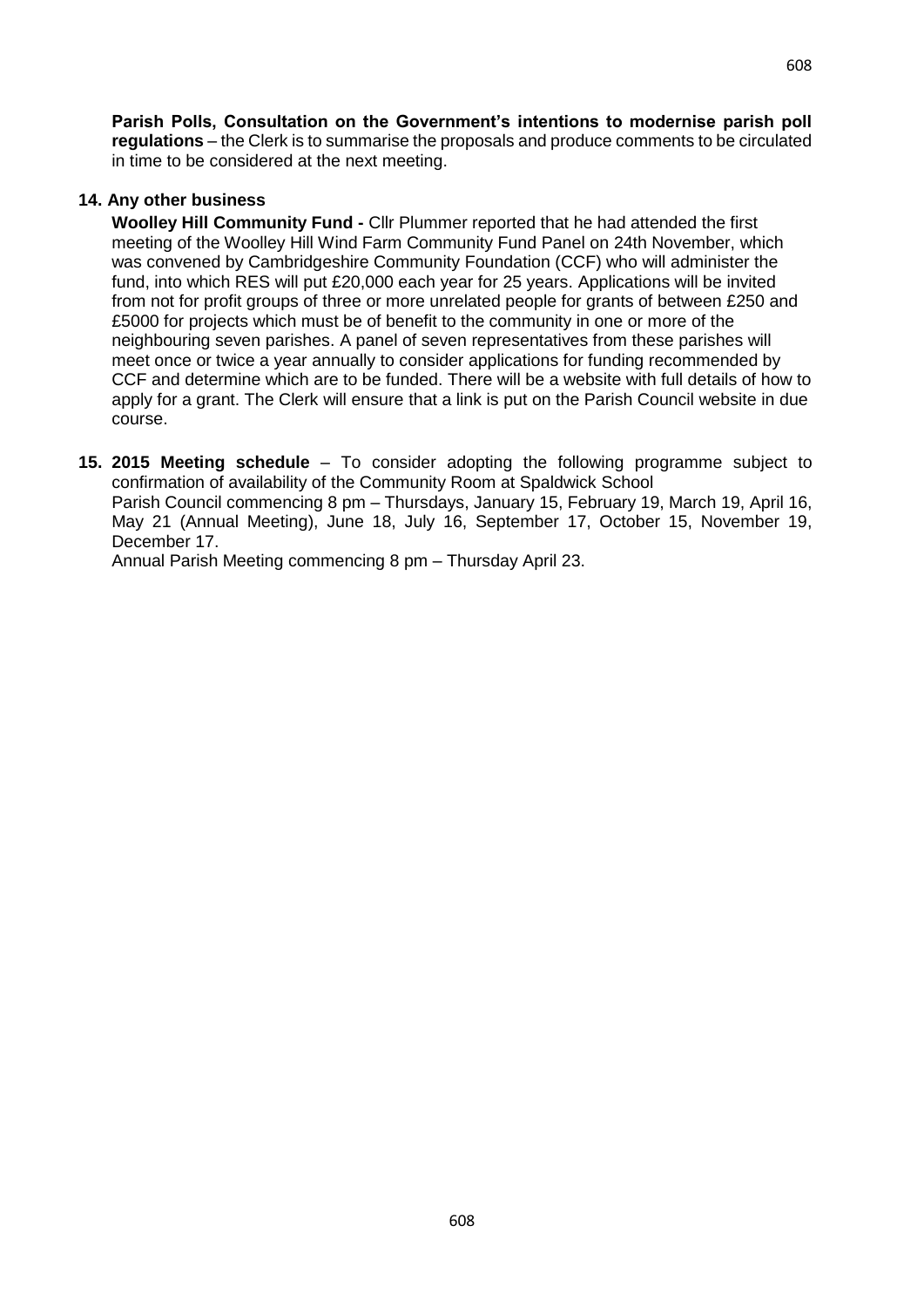**Parish Polls, Consultation on the Government's intentions to modernise parish poll regulations** – the Clerk is to summarise the proposals and produce comments to be circulated in time to be considered at the next meeting.

### 14. Any other business

**Woolley Hill Community Fund -** Cllr Plummer reported that he had attended the first meeting of the Woolley Hill Wind Farm Community Fund Panel on 24th November, which was convened by Cambridgeshire Community Foundation (CCF) who will administer the fund, into which RES will put £20,000 each year for 25 years. Applications will be invited from not for profit groups of three or more unrelated people for grants of between £250 and £5000 for projects which must be of benefit to the community in one or more of the neighbouring seven parishes. A panel of seven representatives from these parishes will meet once or twice a year annually to consider applications for funding recommended by CCF and determine which are to be funded. There will be a website with full details of how to apply for a grant. The Clerk will ensure that a link is put on the Parish Council website in due course.

**15. 2015 Meeting schedule** – To consider adopting the following programme subject to confirmation of availability of the Community Room at Spaldwick School

Parish Council commencing 8 pm – Thursdays, January 15, February 19, March 19, April 16, May 21 (Annual Meeting), June 18, July 16, September 17, October 15, November 19, December 17.

Annual Parish Meeting commencing 8 pm – Thursday April 23.